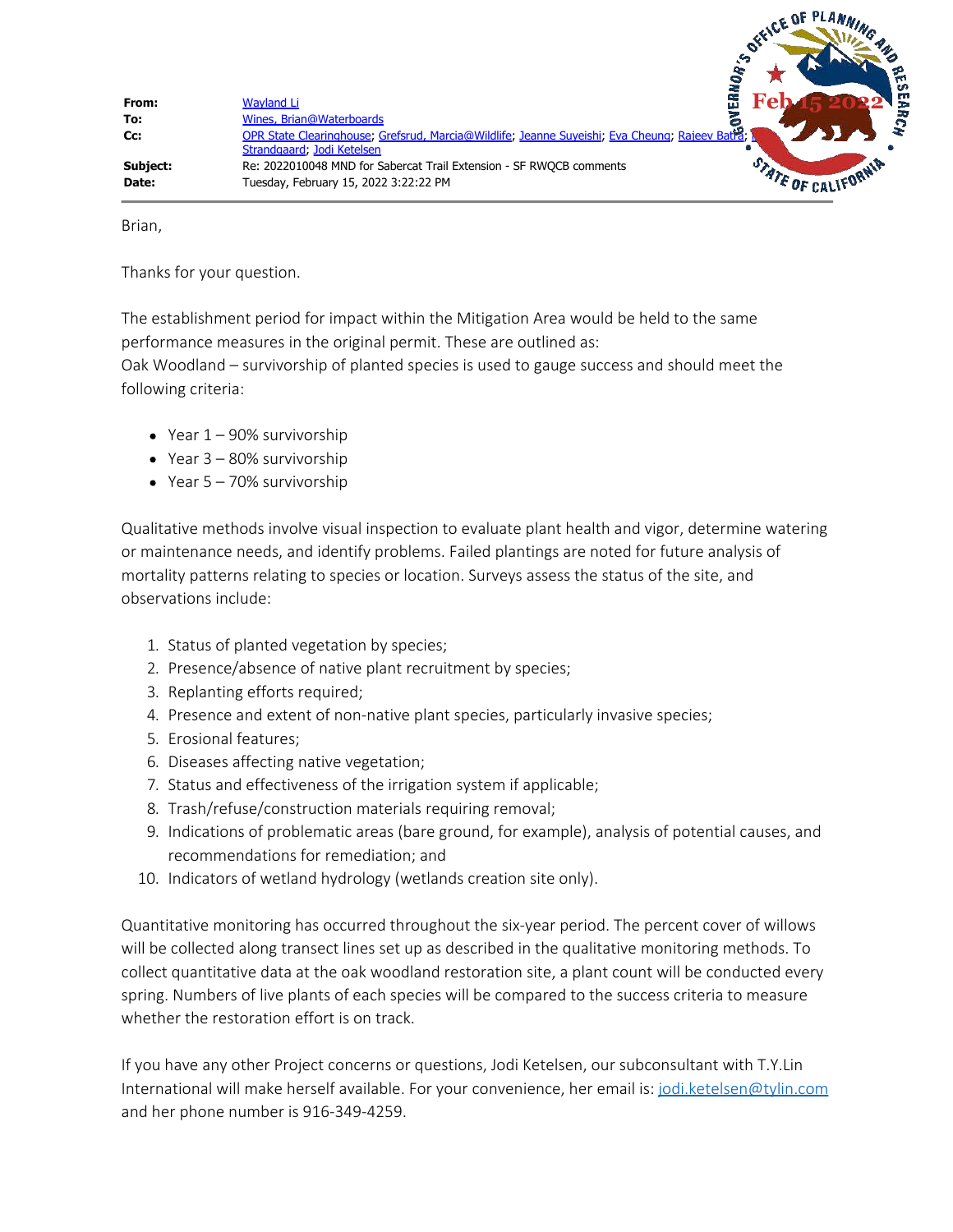| | |
|---|---|
| **From:** | Wayland Li |
| **To:** | Wines, Brian@Waterboards |
| **Cc:** | OPR State Clearinghouse; Grefsrud, Marcia@Wildlife; Jeanne Suyeishi; Eva Cheung; Rajeev Batra; Strandgaard; Jodi Ketelsen |
| **Subject:** | Re: 2022010048 MND for Sabercat Trail Extension - SF RWQCB comments |
| **Date:** | Tuesday, February 15, 2022 3:22:22 PM |

Brian,

Thanks for your question.

The establishment period for impact within the Mitigation Area would be held to the same performance measures in the original permit. These are outlined as:

Oak Woodland – survivorship of planted species is used to gauge success and should meet the following criteria:

- Year 1 – 90% survivorship
- Year 3 – 80% survivorship
- Year 5 – 70% survivorship

Qualitative methods involve visual inspection to evaluate plant health and vigor, determine watering or maintenance needs, and identify problems. Failed plantings are noted for future analysis of mortality patterns relating to species or location. Surveys assess the status of the site, and observations include:

1. Status of planted vegetation by species;
2. Presence/absence of native plant recruitment by species;
3. Replanting efforts required;
4. Presence and extent of non-native plant species, particularly invasive species;
5. Erosional features;
6. Diseases affecting native vegetation;
7. Status and effectiveness of the irrigation system if applicable;
8. Trash/refuse/construction materials requiring removal;
9. Indications of problematic areas (bare ground, for example), analysis of potential causes, and recommendations for remediation; and
10. Indicators of wetland hydrology (wetlands creation site only).

Quantitative monitoring has occurred throughout the six-year period. The percent cover of willows will be collected along transect lines set up as described in the qualitative monitoring methods. To collect quantitative data at the oak woodland restoration site, a plant count will be conducted every spring. Numbers of live plants of each species will be compared to the success criteria to measure whether the restoration effort is on track.

If you have any other Project concerns or questions, Jodi Ketelsen, our subconsultant with T.Y.Lin International will make herself available. For your convenience, her email is: jodi.ketelsen@tylin.com and her phone number is 916-349-4259.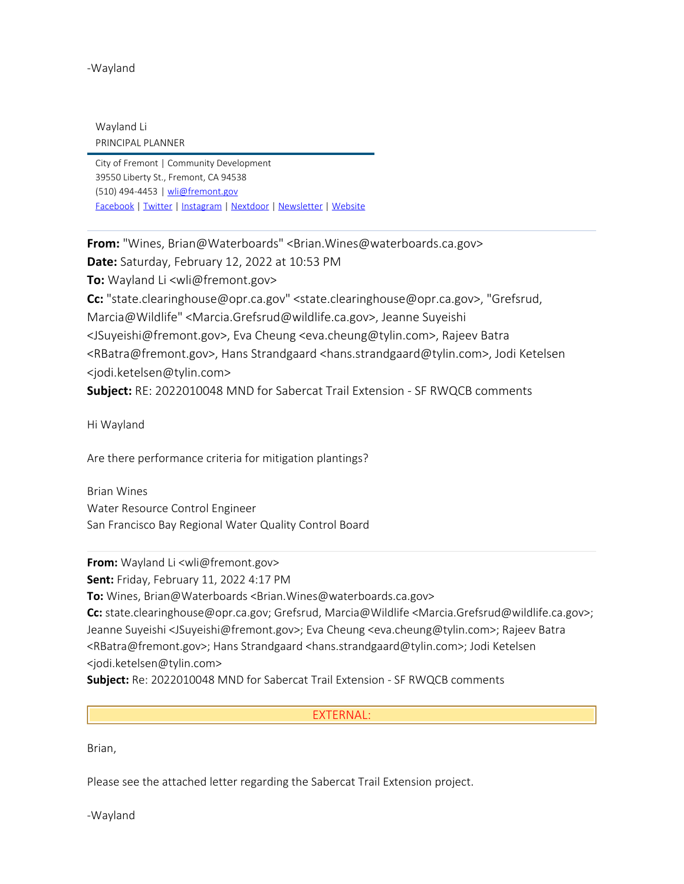-Wayland

Wayland Li
PRINCIPAL PLANNER

City of Fremont | Community Development
39550 Liberty St., Fremont, CA 94538
(510) 494-4453 | wli@fremont.gov
Facebook | Twitter | Instagram | Nextdoor | Newsletter | Website

---

**From:** "Wines, Brian@Waterboards" <Brian.Wines@waterboards.ca.gov>
**Date:** Saturday, February 12, 2022 at 10:53 PM
**To:** Wayland Li <wli@fremont.gov>
**Cc:** "state.clearinghouse@opr.ca.gov" <state.clearinghouse@opr.ca.gov>, "Grefsrud, Marcia@Wildlife" <Marcia.Grefsrud@wildlife.ca.gov>, Jeanne Suyeishi <JSuyeishi@fremont.gov>, Eva Cheung <eva.cheung@tylin.com>, Rajeev Batra <RBatra@fremont.gov>, Hans Strandgaard <hans.strandgaard@tylin.com>, Jodi Ketelsen <jodi.ketelsen@tylin.com>
**Subject:** RE: 2022010048 MND for Sabercat Trail Extension - SF RWQCB comments

Hi Wayland

Are there performance criteria for mitigation plantings?

Brian Wines
Water Resource Control Engineer
San Francisco Bay Regional Water Quality Control Board

---

**From:** Wayland Li <wli@fremont.gov>
**Sent:** Friday, February 11, 2022 4:17 PM
**To:** Wines, Brian@Waterboards <Brian.Wines@waterboards.ca.gov>
**Cc:** state.clearinghouse@opr.ca.gov; Grefsrud, Marcia@Wildlife <Marcia.Grefsrud@wildlife.ca.gov>; Jeanne Suyeishi <JSuyeishi@fremont.gov>; Eva Cheung <eva.cheung@tylin.com>; Rajeev Batra <RBatra@fremont.gov>; Hans Strandgaard <hans.strandgaard@tylin.com>; Jodi Ketelsen <jodi.ketelsen@tylin.com>
**Subject:** Re: 2022010048 MND for Sabercat Trail Extension - SF RWQCB comments

EXTERNAL:

Brian,

Please see the attached letter regarding the Sabercat Trail Extension project.

-Wayland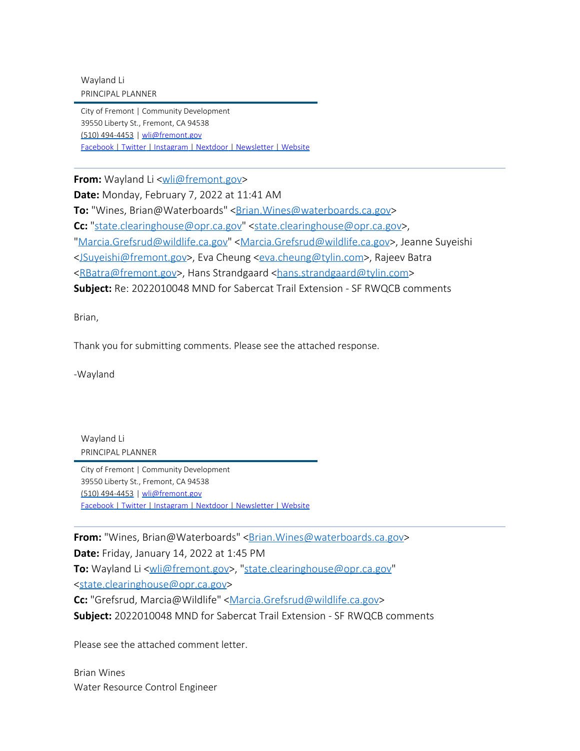Wayland Li
PRINCIPAL PLANNER

City of Fremont | Community Development
39550 Liberty St., Fremont, CA 94538
(510) 494-4453 | wli@fremont.gov
Facebook | Twitter | Instagram | Nextdoor | Newsletter | Website

---

**From:** Wayland Li <wli@fremont.gov>
**Date:** Monday, February 7, 2022 at 11:41 AM
**To:** "Wines, Brian@Waterboards" <Brian.Wines@waterboards.ca.gov>
**Cc:** "state.clearinghouse@opr.ca.gov" <state.clearinghouse@opr.ca.gov>, "Marcia.Grefsrud@wildlife.ca.gov" <Marcia.Grefsrud@wildlife.ca.gov>, Jeanne Suyeishi <JSuyeishi@fremont.gov>, Eva Cheung <eva.cheung@tylin.com>, Rajeev Batra <RBatra@fremont.gov>, Hans Strandgaard <hans.strandgaard@tylin.com>
**Subject:** Re: 2022010048 MND for Sabercat Trail Extension - SF RWQCB comments

Brian,

Thank you for submitting comments. Please see the attached response.

-Wayland

Wayland Li
PRINCIPAL PLANNER

City of Fremont | Community Development
39550 Liberty St., Fremont, CA 94538
(510) 494-4453 | wli@fremont.gov
Facebook | Twitter | Instagram | Nextdoor | Newsletter | Website

---

**From:** "Wines, Brian@Waterboards" <Brian.Wines@waterboards.ca.gov>
**Date:** Friday, January 14, 2022 at 1:45 PM
**To:** Wayland Li <wli@fremont.gov>, "state.clearinghouse@opr.ca.gov" <state.clearinghouse@opr.ca.gov>
**Cc:** "Grefsrud, Marcia@Wildlife" <Marcia.Grefsrud@wildlife.ca.gov>
**Subject:** 2022010048 MND for Sabercat Trail Extension - SF RWQCB comments

Please see the attached comment letter.

Brian Wines
Water Resource Control Engineer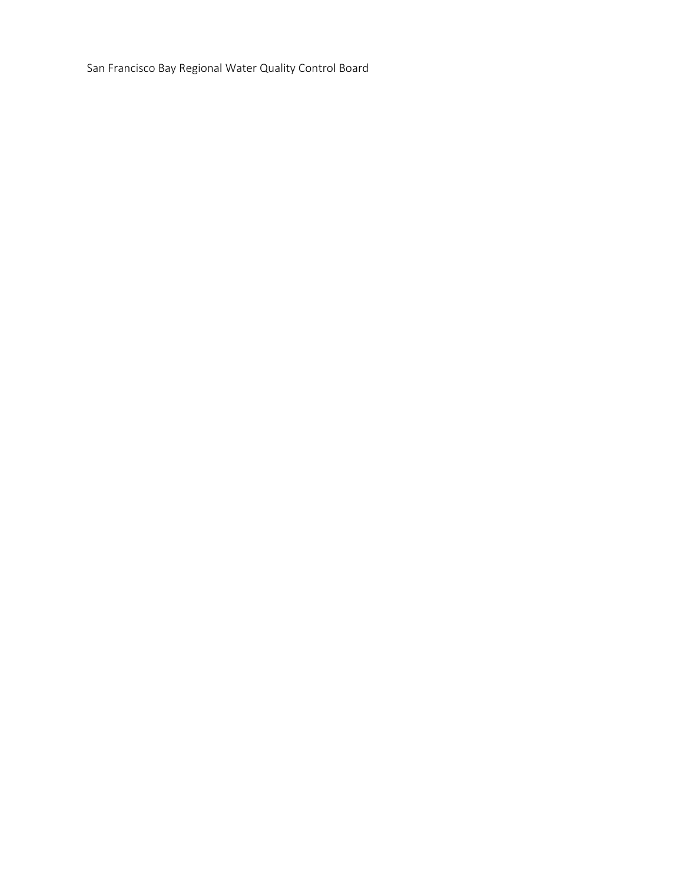San Francisco Bay Regional Water Quality Control Board